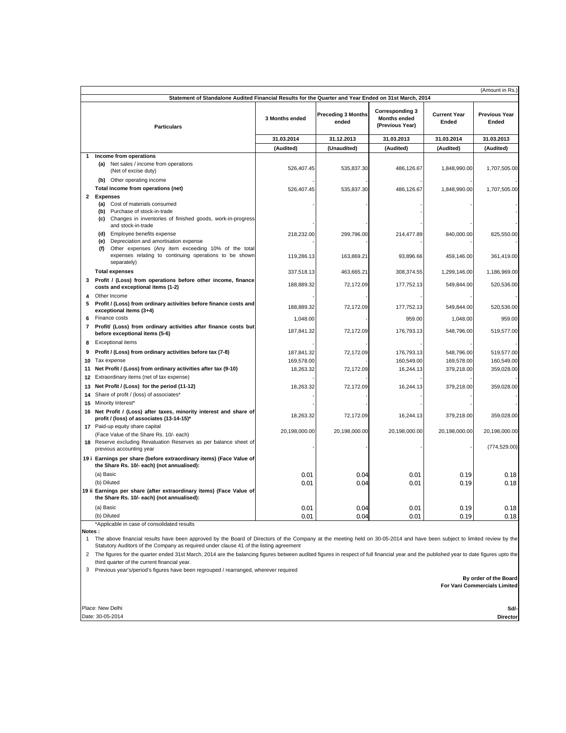(Amount in Rs.)

**Statement of Standalone Audited Financial Results for the Quarter and Year Ended on 31st March, 2014**

| | Particulars | 3 Months ended | Preceding 3 Months ended | Corresponding 3 Months ended (Previous Year) | Current Year Ended | Previous Year Ended |
|---|---|---|---|---|---|---|
| | | 31.03.2014 | 31.12.2013 | 31.03.2013 | 31.03.2014 | 31.03.2013 |
| | | (Audited) | (Unaudited) | (Audited) | (Audited) | (Audited) |
| **1** | **Income from operations** | | | | | |
| | (a) Net sales / income from operations (Net of excise duty) | 526,407.45 | 535,837.30 | 486,126.67 | 1,848,990.00 | 1,707,505.00 |
| | (b) Other operating income | - | - | - | - | - |
| | **Total income from operations (net)** | 526,407.45 | 535,837.30 | 486,126.67 | 1,848,990.00 | 1,707,505.00 |
| **2** | **Expenses** | | | | | |
| | (a) Cost of materials consumed | - | - | - | - | - |
| | (b) Purchase of stock-in-trade | | | - | | - |
| | (c) Changes in inventories of finished goods, work-in-progress and stock-in-trade | - | - | - | - | - |
| | (d) Employee benefits expense | 218,232.00 | 299,796.00 | 214,477.89 | 840,000.00 | 825,550.00 |
| | (e) Depreciation and amortisation expense | - | - | - | - | - |
| | (f) Other expenses (Any item exceeding 10% of the total expenses relating to continuing operations to be shown separately) | 119,286.13 | 163,869.21 | 93,896.66 | 459,146.00 | 361,419.00 |
| | **Total expenses** | 337,518.13 | 463,665.21 | 308,374.55 | 1,299,146.00 | 1,186,969.00 |
| **3** | **Profit / (Loss) from operations before other income, finance costs and exceptional items (1-2)** | 188,889.32 | 72,172.09 | 177,752.13 | 549,844.00 | 520,536.00 |
| **4** | Other Income | - | - | - | - | - |
| **5** | **Profit / (Loss) from ordinary activities before finance costs and exceptional items (3+4)** | 188,889.32 | 72,172.09 | 177,752.13 | 549,844.00 | 520,536.00 |
| **6** | Finance costs | 1,048.00 | - | 959.00 | 1,048.00 | 959.00 |
| **7** | **Profit/ (Loss) from ordinary activities after finance costs but before exceptional items (5-6)** | 187,841.32 | 72,172.09 | 176,793.13 | 548,796.00 | 519,577.00 |
| **8** | Exceptional items | - | - | - | - | - |
| **9** | **Profit / (Loss) from ordinary activities before tax (7-8)** | 187,841.32 | 72,172.09 | 176,793.13 | 548,796.00 | 519,577.00 |
| **10** | Tax expense | 169,578.00 | - | 160,549.00 | 169,578.00 | 160,549.00 |
| **11** | **Net Profit / (Loss) from ordinary activities after tax (9-10)** | 18,263.32 | 72,172.09 | 16,244.13 | 379,218.00 | 359,028.00 |
| **12** | Extraordinary items (net of tax expense) | - | - | - | - | - |
| **13** | **Net Profit / (Loss) for the period (11-12)** | 18,263.32 | 72,172.09 | 16,244.13 | 379,218.00 | 359,028.00 |
| **14** | Share of profit / (loss) of associates* | - | - | - | - | - |
| **15** | Minority Interest* | - | - | - | - | - |
| **16** | **Net Profit / (Loss) after taxes, minority interest and share of profit / (loss) of associates (13-14-15)*** | 18,263.32 | 72,172.09 | 16,244.13 | 379,218.00 | 359,028.00 |
| **17** | Paid-up equity share capital (Face Value of the Share Rs. 10/- each) | 20,198,000.00 | 20,198,000.00 | 20,198,000.00 | 20,198,000.00 | 20,198,000.00 |
| **18** | Reserve excluding Revaluation Reserves as per balance sheet of previous accounting year | - | - | - | - | (774,529.00) |
| **19 i** | **Earnings per share (before extraordinary items) (Face Value of the Share Rs. 10/- each) (not annualised):** | | | | | |
| | (a) Basic | 0.01 | 0.04 | 0.01 | 0.19 | 0.18 |
| | (b) Diluted | 0.01 | 0.04 | 0.01 | 0.19 | 0.18 |
| **19 ii** | **Earnings per share (after extraordinary items) (Face Value of the Share Rs. 10/- each) (not annualised):** | | | | | |
| | (a) Basic | 0.01 | 0.04 | 0.01 | 0.19 | 0.18 |
| | (b) Diluted | 0.01 | 0.04 | 0.01 | 0.19 | 0.18 |

*Applicable in case of consolidated results

**Notes :**

1. The above financial results have been approved by the Board of Directors of the Company at the meeting held on 30-05-2014 and have been subject to limited review by the Statutory Auditors of the Company as required under clause 41 of the listing agreement
2. The figures for the quarter ended 31st March, 2014 are the balancing figures between audited figures in respect of full financial year and the published year to date figures upto the third quarter of the current financial year.
3. Previous year's/period's figures have been regrouped / rearranged, wherever required

**By order of the Board**
**For Vani Commercials Limited**

Place: New Delhi
Date: 30-05-2014

**Sd/-**
**Director**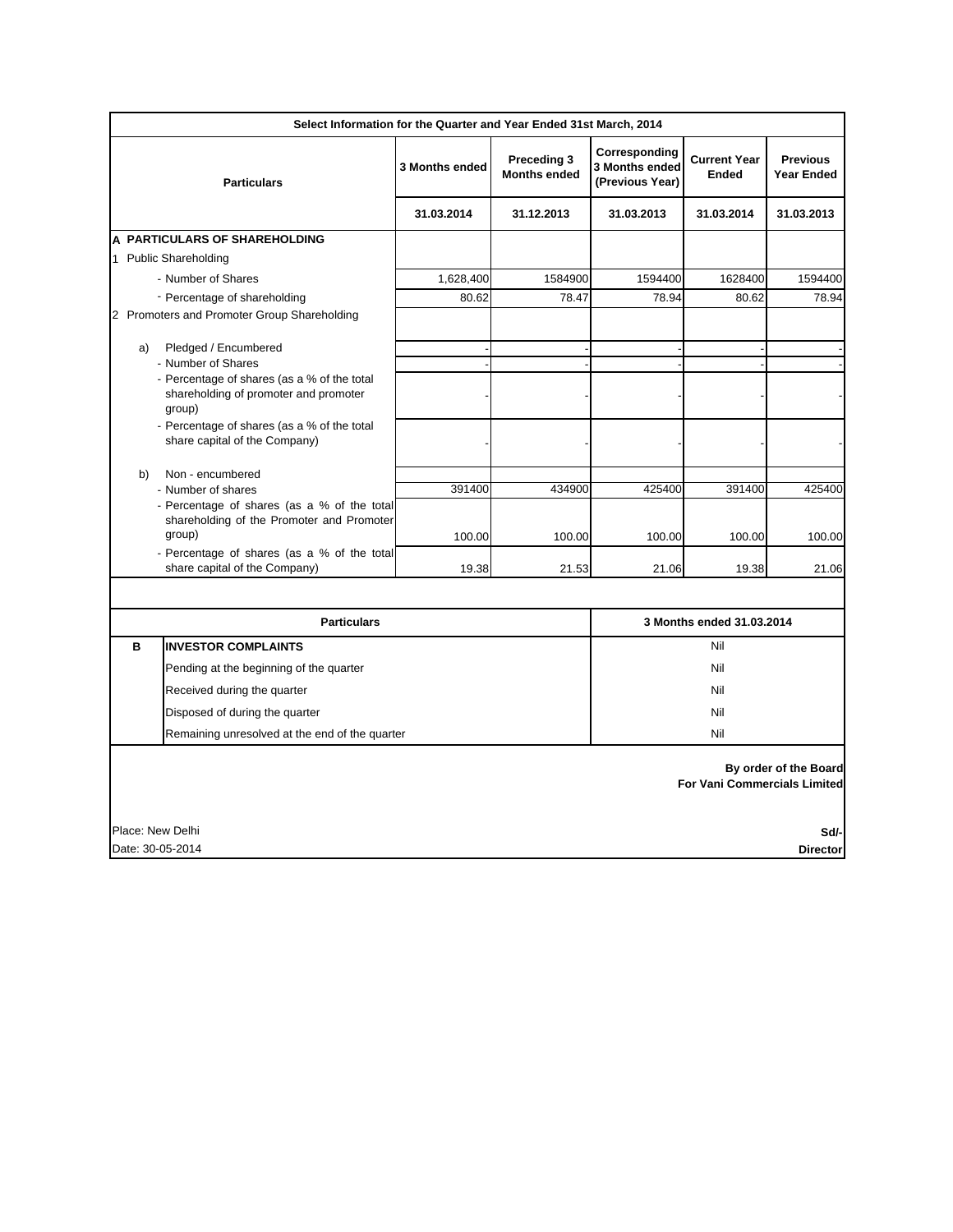**Select Information for the Quarter and Year Ended 31st March, 2014**

| Particulars | 3 Months ended | Preceding 3 Months ended | Corresponding 3 Months ended (Previous Year) | Current Year Ended | Previous Year Ended |
|---|---|---|---|---|---|
| | 31.03.2014 | 31.12.2013 | 31.03.2013 | 31.03.2014 | 31.03.2013 |
| **A PARTICULARS OF SHAREHOLDING** | | | | | |
| 1 Public Shareholding | | | | | |
| - Number of Shares | 1,628,400 | 1584900 | 1594400 | 1628400 | 1594400 |
| - Percentage of shareholding | 80.62 | 78.47 | 78.94 | 80.62 | 78.94 |
| 2 Promoters and Promoter Group Shareholding | | | | | |
| a) Pledged / Encumbered | - | - | - | - | - |
| - Number of Shares | - | - | - | - | - |
| - Percentage of shares (as a % of the total shareholding of promoter and promoter group) | - | - | - | - | - |
| - Percentage of shares (as a % of the total share capital of the Company) | - | - | - | - | - |
| b) Non - encumbered | | | | | |
| - Number of shares | 391400 | 434900 | 425400 | 391400 | 425400 |
| - Percentage of shares (as a % of the total shareholding of the Promoter and Promoter group) | 100.00 | 100.00 | 100.00 | 100.00 | 100.00 |
| - Percentage of shares (as a % of the total share capital of the Company) | 19.38 | 21.53 | 21.06 | 19.38 | 21.06 |

| | Particulars | 3 Months ended 31.03.2014 |
|---|---|---|
| **B** | **INVESTOR COMPLAINTS** | Nil |
| | Pending at the beginning of the quarter | Nil |
| | Received during the quarter | Nil |
| | Disposed of during the quarter | Nil |
| | Remaining unresolved at the end of the quarter | Nil |

**By order of the Board**
**For Vani Commercials Limited**

Place: New Delhi
Date: 30-05-2014

**Sd/-**
**Director**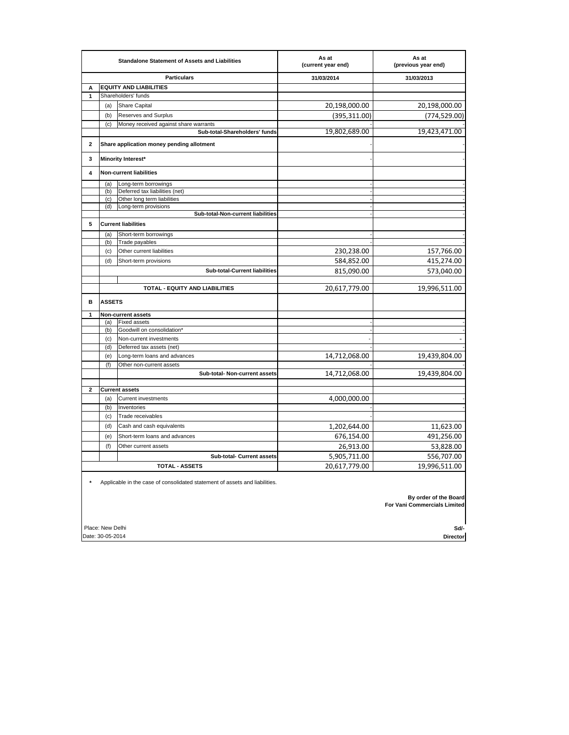| | | Standalone Statement of Assets and Liabilities | As at (current year end) | As at (previous year end) |
|---|---|---|---|---|
| | | **Particulars** | **31/03/2014** | **31/03/2013** |
| **A** | **EQUITY AND LIABILITIES** | | | |
| **1** | Shareholders' funds | | | |
| | (a) | Share Capital | 20,198,000.00 | 20,198,000.00 |
| | (b) | Reserves and Surplus | (395,311.00) | (774,529.00) |
| | (c) | Money received against share warrants | - | - |
| | | **Sub-total-Shareholders' funds** | 19,802,689.00 | 19,423,471.00 |
| **2** | **Share application money pending allotment** | | - | - |
| **3** | **Minority Interest*** | | - | - |
| **4** | **Non-current liabilities** | | | |
| | (a) | Long-term borrowings | - | - |
| | (b) | Deferred tax liabilities (net) | - | - |
| | (c) | Other long term liabilities | - | - |
| | (d) | Long-term provisions | - | - |
| | | **Sub-total-Non-current liabilities** | - | - |
| **5** | **Current liabilities** | | | |
| | (a) | Short-term borrowings | - | - |
| | (b) | Trade payables | - | - |
| | (c) | Other current liabilities | 230,238.00 | 157,766.00 |
| | (d) | Short-term provisions | 584,852.00 | 415,274.00 |
| | | **Sub-total-Current liabilities** | 815,090.00 | 573,040.00 |
| | | **TOTAL - EQUITY AND LIABILITIES** | 20,617,779.00 | 19,996,511.00 |
| **B** | **ASSETS** | | | |
| **1** | **Non-current assets** | | | |
| | (a) | Fixed assets | - | - |
| | (b) | Goodwill on consolidation* | - | - |
| | (c) | Non-current investments | - | - |
| | (d) | Deferred tax assets (net) | - | - |
| | (e) | Long-term loans and advances | 14,712,068.00 | 19,439,804.00 |
| | (f) | Other non-current assets | - | - |
| | | **Sub-total- Non-current assets** | 14,712,068.00 | 19,439,804.00 |
| **2** | **Current assets** | | | |
| | (a) | Current investments | 4,000,000.00 | - |
| | (b) | Inventories | - | - |
| | (c) | Trade receivables | - | |
| | (d) | Cash and cash equivalents | 1,202,644.00 | 11,623.00 |
| | (e) | Short-term loans and advances | 676,154.00 | 491,256.00 |
| | (f) | Other current assets | 26,913.00 | 53,828.00 |
| | | **Sub-total- Current assets** | 5,905,711.00 | 556,707.00 |
| | | **TOTAL - ASSETS** | 20,617,779.00 | 19,996,511.00 |

\* Applicable in the case of consolidated statement of assets and liabilities.

**By order of the Board**
**For Vani Commercials Limited**

Place: New Delhi
Date: 30-05-2014

**Sd/-**
**Director**